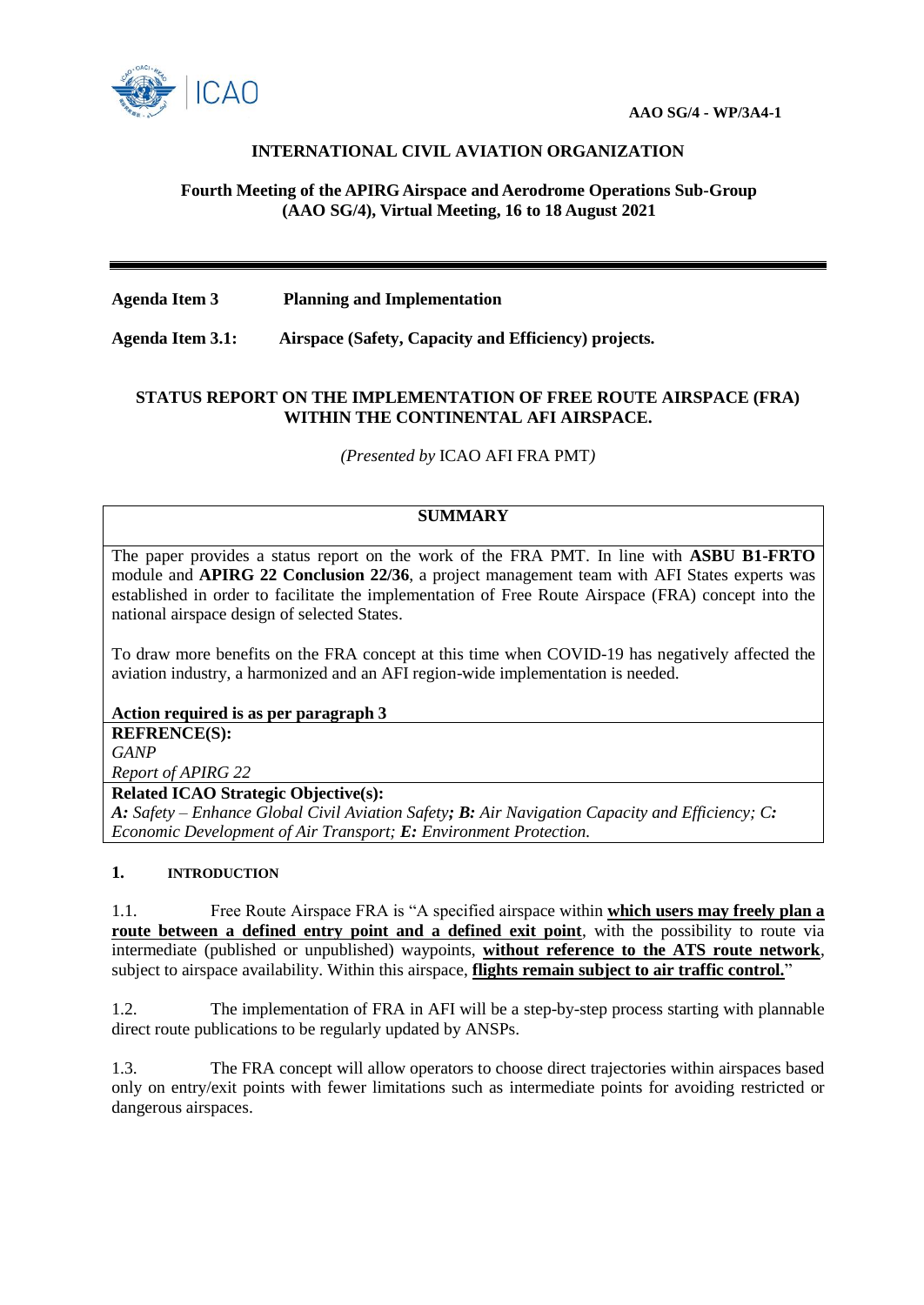AAO SG/4 - WP/3A4-1

**INTERNATIONAL CIVIL AVIATION ORGANIZATION**

**Fourth Meeting of the APIRG Airspace and Aerodrome Operations Sub-Group (AAO SG/4), Virtual Meeting, 16 to 18 August 2021**

---

**Agenda Item 3** **Planning and Implementation**

**Agenda Item 3.1:** **Airspace (Safety, Capacity and Efficiency) projects.**

**STATUS REPORT ON THE IMPLEMENTATION OF FREE ROUTE AIRSPACE (FRA) WITHIN THE CONTINENTAL AFI AIRSPACE.**

*(Presented by* ICAO AFI FRA PMT*)*

| **SUMMARY** |
|---|
| The paper provides a status report on the work of the FRA PMT. In line with **ASBU B1-FRTO** module and **APIRG 22 Conclusion 22/36**, a project management team with AFI States experts was established in order to facilitate the implementation of Free Route Airspace (FRA) concept into the national airspace design of selected States.<br><br>To draw more benefits on the FRA concept at this time when COVID-19 has negatively affected the aviation industry, a harmonized and an AFI region-wide implementation is needed.<br><br>**Action required is as per paragraph 3** |
| **REFRENCE(S):**<br>*GANP*<br>*Report of APIRG 22* |
| **Related ICAO Strategic Objective(s):**<br>***A:** Safety – Enhance Global Civil Aviation Safety**; B:** Air Navigation Capacity and Efficiency; **C:** Economic Development of Air Transport; **E:** Environment Protection.* |

## 1. INTRODUCTION

1.1. Free Route Airspace FRA is "A specified airspace within **which users may freely plan a route between a defined entry point and a defined exit point**, with the possibility to route via intermediate (published or unpublished) waypoints, **without reference to the ATS route network**, subject to airspace availability. Within this airspace, **flights remain subject to air traffic control.**"

1.2. The implementation of FRA in AFI will be a step-by-step process starting with plannable direct route publications to be regularly updated by ANSPs.

1.3. The FRA concept will allow operators to choose direct trajectories within airspaces based only on entry/exit points with fewer limitations such as intermediate points for avoiding restricted or dangerous airspaces.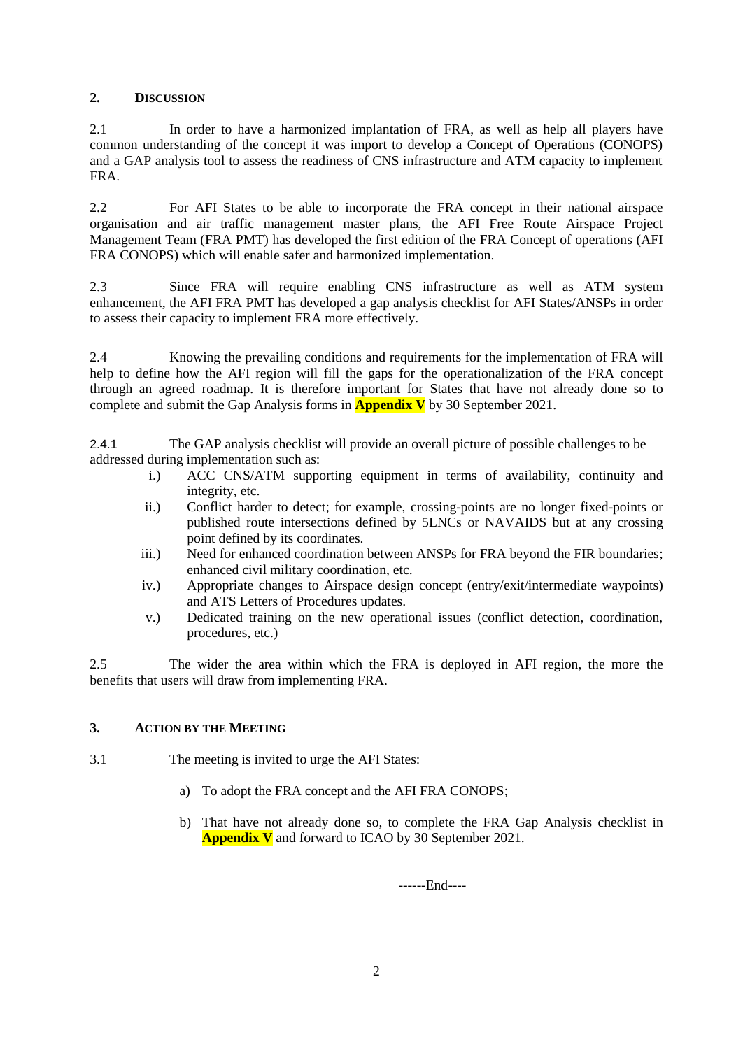## 2. DISCUSSION

2.1 In order to have a harmonized implantation of FRA, as well as help all players have common understanding of the concept it was import to develop a Concept of Operations (CONOPS) and a GAP analysis tool to assess the readiness of CNS infrastructure and ATM capacity to implement FRA.

2.2 For AFI States to be able to incorporate the FRA concept in their national airspace organisation and air traffic management master plans, the AFI Free Route Airspace Project Management Team (FRA PMT) has developed the first edition of the FRA Concept of operations (AFI FRA CONOPS) which will enable safer and harmonized implementation.

2.3 Since FRA will require enabling CNS infrastructure as well as ATM system enhancement, the AFI FRA PMT has developed a gap analysis checklist for AFI States/ANSPs in order to assess their capacity to implement FRA more effectively.

2.4 Knowing the prevailing conditions and requirements for the implementation of FRA will help to define how the AFI region will fill the gaps for the operationalization of the FRA concept through an agreed roadmap. It is therefore important for States that have not already done so to complete and submit the Gap Analysis forms in **Appendix V** by 30 September 2021.

2.4.1 The GAP analysis checklist will provide an overall picture of possible challenges to be addressed during implementation such as:

i.) ACC CNS/ATM supporting equipment in terms of availability, continuity and integrity, etc.

ii.) Conflict harder to detect; for example, crossing-points are no longer fixed-points or published route intersections defined by 5LNCs or NAVAIDS but at any crossing point defined by its coordinates.

iii.) Need for enhanced coordination between ANSPs for FRA beyond the FIR boundaries; enhanced civil military coordination, etc.

iv.) Appropriate changes to Airspace design concept (entry/exit/intermediate waypoints) and ATS Letters of Procedures updates.

v.) Dedicated training on the new operational issues (conflict detection, coordination, procedures, etc.)

2.5 The wider the area within which the FRA is deployed in AFI region, the more the benefits that users will draw from implementing FRA.

## 3. ACTION BY THE MEETING

3.1 The meeting is invited to urge the AFI States:

a) To adopt the FRA concept and the AFI FRA CONOPS;

b) That have not already done so, to complete the FRA Gap Analysis checklist in **Appendix V** and forward to ICAO by 30 September 2021.

------End----